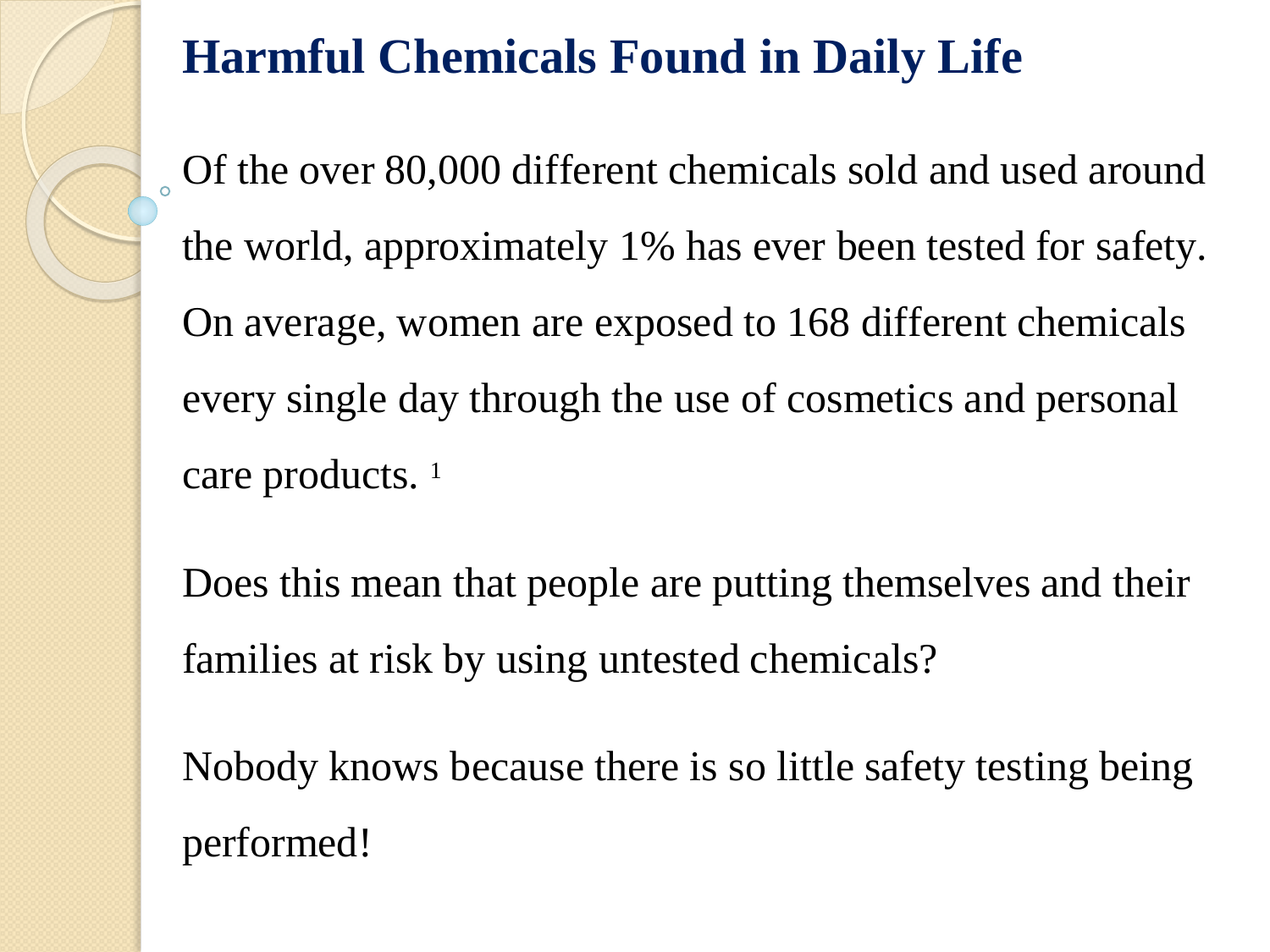# Harmful Chemicals Found in Daily Life

Of the over 80,000 different chemicals sold and used around the world, approximately 1% has ever been tested for safety. On average, women are exposed to 168 different chemicals every single day through the use of cosmetics and personal care products. [1]

Does this mean that people are putting themselves and their families at risk by using untested chemicals?

Nobody knows because there is so little safety testing being performed!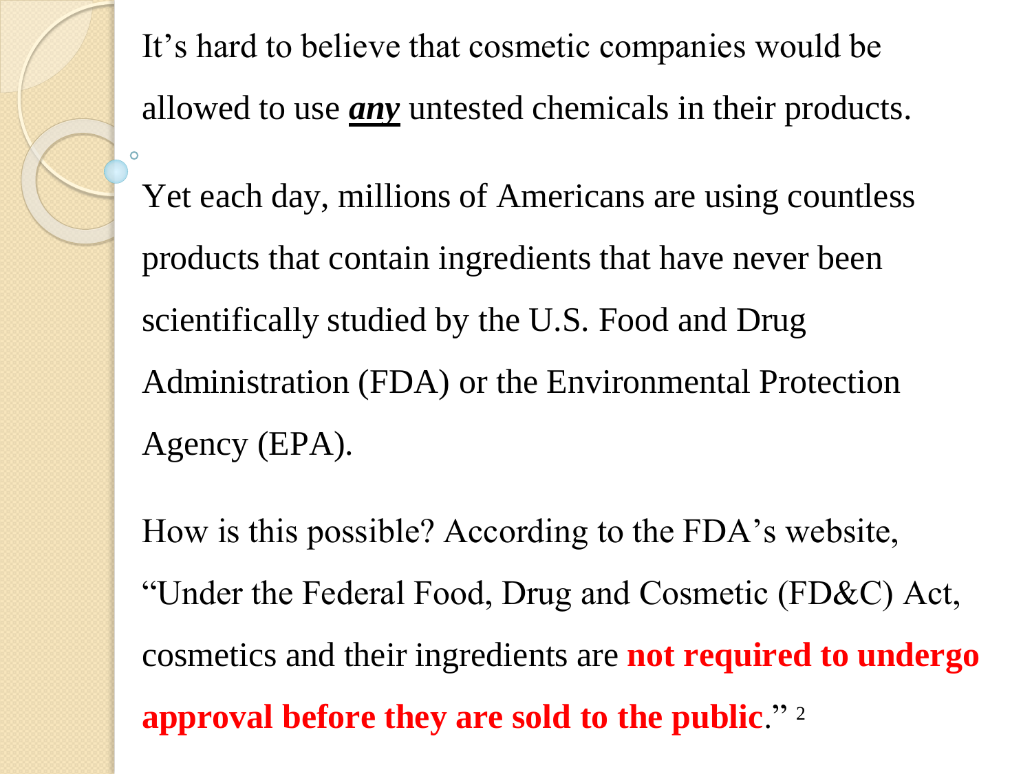It's hard to believe that cosmetic companies would be allowed to use ***any*** untested chemicals in their products.

Yet each day, millions of Americans are using countless products that contain ingredients that have never been scientifically studied by the U.S. Food and Drug Administration (FDA) or the Environmental Protection Agency (EPA).

How is this possible? According to the FDA's website, "Under the Federal Food, Drug and Cosmetic (FD&C) Act, cosmetics and their ingredients are **not required to undergo approval before they are sold to the public**."[2]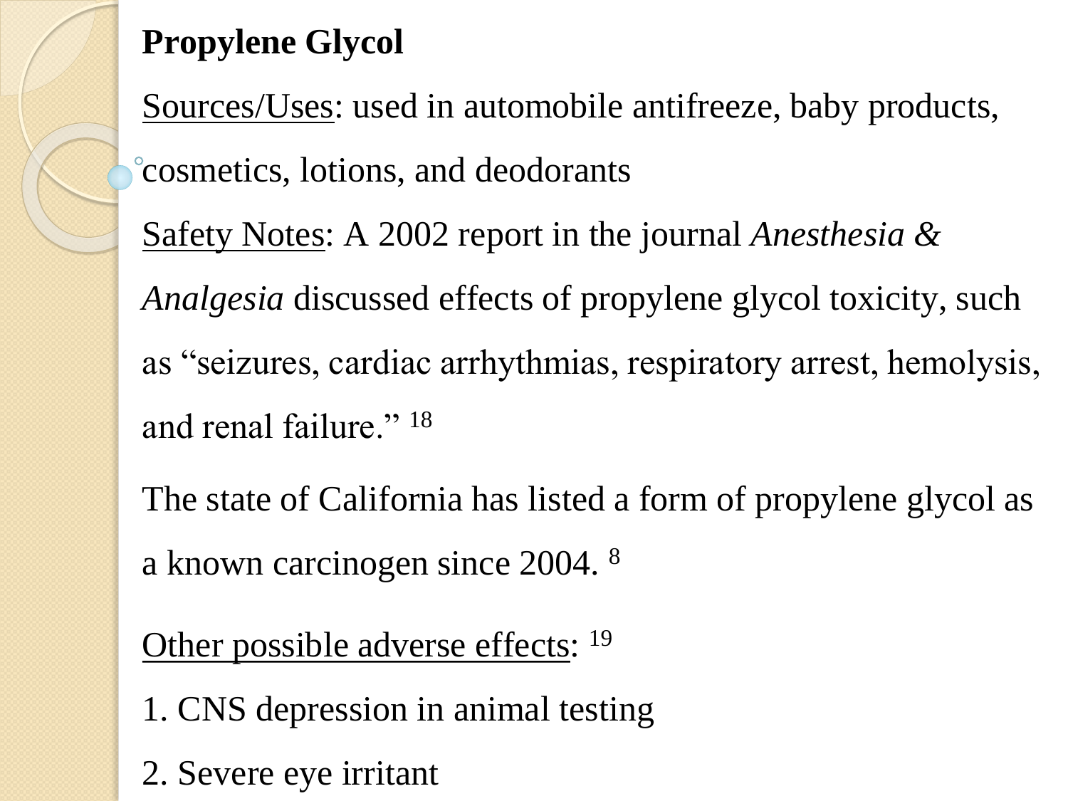**Propylene Glycol**

Sources/Uses: used in automobile antifreeze, baby products, cosmetics, lotions, and deodorants

Safety Notes: A 2002 report in the journal *Anesthesia & Analgesia* discussed effects of propylene glycol toxicity, such as "seizures, cardiac arrhythmias, respiratory arrest, hemolysis, and renal failure." [18]

The state of California has listed a form of propylene glycol as a known carcinogen since 2004. [8]

Other possible adverse effects: [19]

1. CNS depression in animal testing
2. Severe eye irritant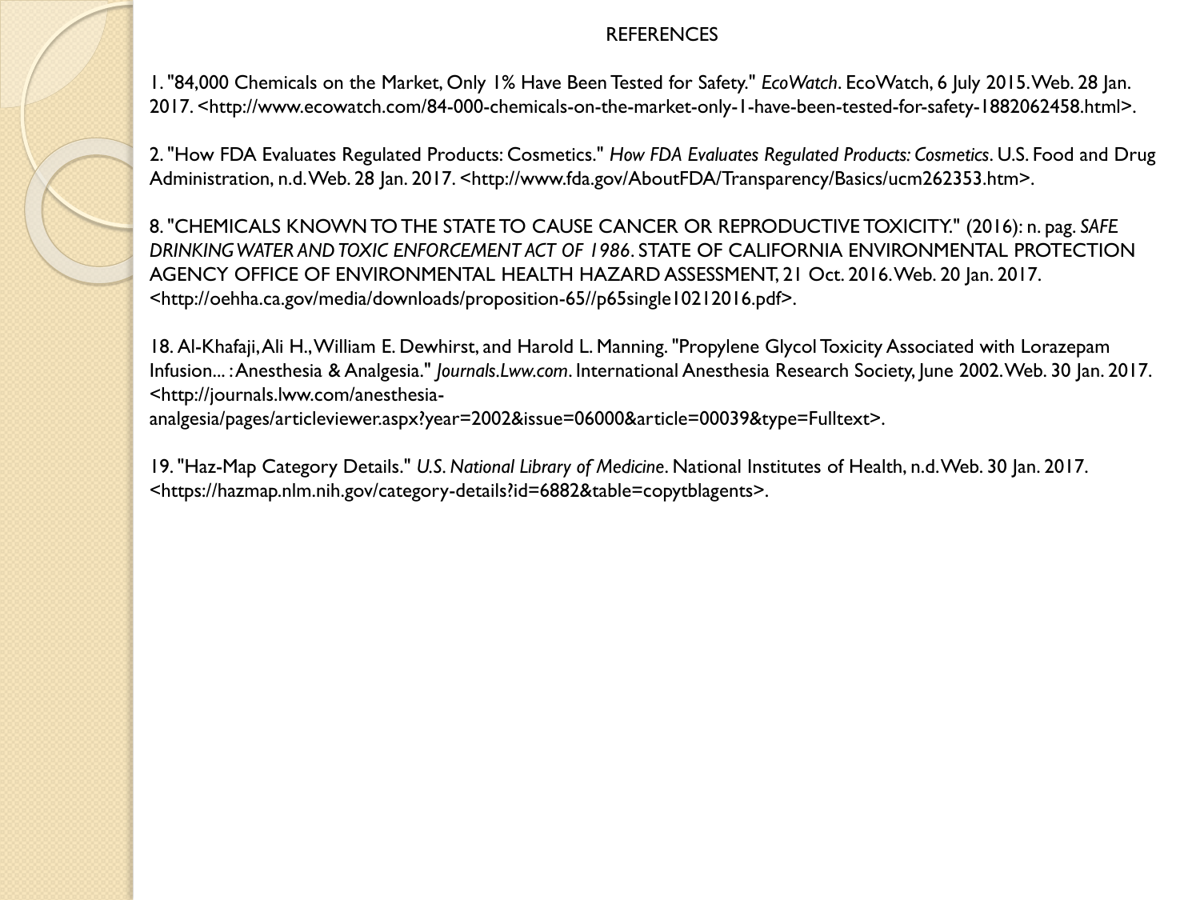# REFERENCES

1. "84,000 Chemicals on the Market, Only 1% Have Been Tested for Safety." *EcoWatch*. EcoWatch, 6 July 2015. Web. 28 Jan. 2017. <http://www.ecowatch.com/84-000-chemicals-on-the-market-only-1-have-been-tested-for-safety-1882062458.html>.

2. "How FDA Evaluates Regulated Products: Cosmetics." *How FDA Evaluates Regulated Products: Cosmetics*. U.S. Food and Drug Administration, n.d. Web. 28 Jan. 2017. <http://www.fda.gov/AboutFDA/Transparency/Basics/ucm262353.htm>.

8. "CHEMICALS KNOWN TO THE STATE TO CAUSE CANCER OR REPRODUCTIVE TOXICITY." (2016): n. pag. *SAFE DRINKING WATER AND TOXIC ENFORCEMENT ACT OF 1986*. STATE OF CALIFORNIA ENVIRONMENTAL PROTECTION AGENCY OFFICE OF ENVIRONMENTAL HEALTH HAZARD ASSESSMENT, 21 Oct. 2016. Web. 20 Jan. 2017. <http://oehha.ca.gov/media/downloads/proposition-65//p65single10212016.pdf>.

18. Al-Khafaji, Ali H., William E. Dewhirst, and Harold L. Manning. "Propylene Glycol Toxicity Associated with Lorazepam Infusion... : Anesthesia & Analgesia." *Journals.Lww.com*. International Anesthesia Research Society, June 2002. Web. 30 Jan. 2017. <http://journals.lww.com/anesthesia-analgesia/pages/articleviewer.aspx?year=2002&issue=06000&article=00039&type=Fulltext>.

19. "Haz-Map Category Details." *U.S. National Library of Medicine*. National Institutes of Health, n.d. Web. 30 Jan. 2017. <https://hazmap.nlm.nih.gov/category-details?id=6882&table=copytblagents>.